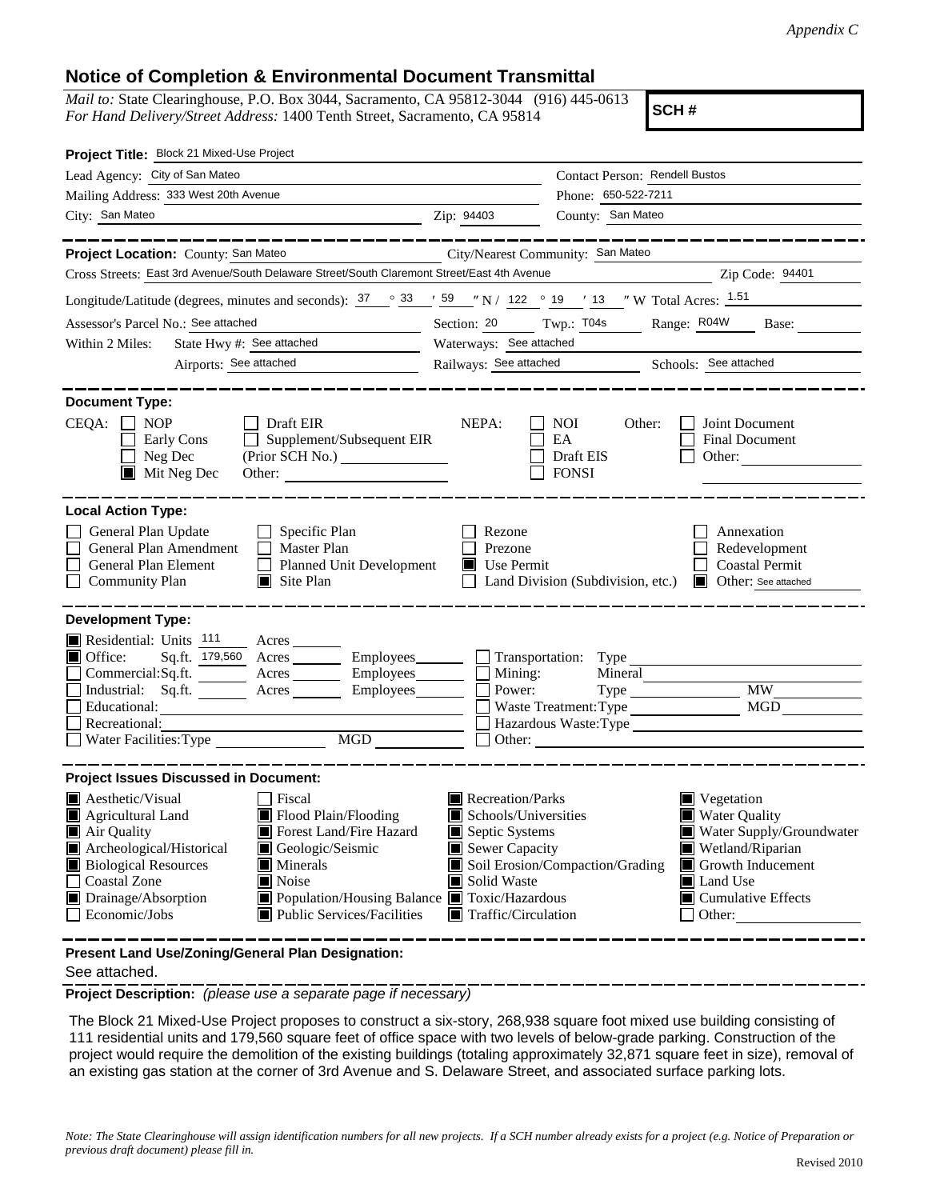*Appendix C*

## Notice of Completion & Environmental Document Transmittal

*Mail to:* State Clearinghouse, P.O. Box 3044, Sacramento, CA 95812-3044 (916) 445-0613
*For Hand Delivery/Street Address:* 1400 Tenth Street, Sacramento, CA 95814

**SCH #**

**Project Title:** Block 21 Mixed-Use Project

Lead Agency: City of San Mateo
Contact Person: Rendell Bustos
Mailing Address: 333 West 20th Avenue
Phone: 650-522-7211
City: San Mateo Zip: 94403
County: San Mateo

---

**Project Location:** County: San Mateo City/Nearest Community: San Mateo
Cross Streets: East 3rd Avenue/South Delaware Street/South Claremont Street/East 4th Avenue Zip Code: 94401

Longitude/Latitude (degrees, minutes and seconds): 37 ° 33 ′ 59 ″ N / 122 ° 19 ′ 13 ″ W Total Acres: 1.51

Assessor's Parcel No.: See attached Section: 20 Twp.: T04s Range: R04W Base:

Within 2 Miles: State Hwy #: See attached Waterways: See attached
Airports: See attached Railways: See attached Schools: See attached

---

**Document Type:**

CEQA:
- [ ] NOP
- [ ] Early Cons
- [ ] Neg Dec
- [x] Mit Neg Dec
- [ ] Draft EIR
- [ ] Supplement/Subsequent EIR (Prior SCH No.)
- Other:

NEPA:
- [ ] NOI
- [ ] EA
- [ ] Draft EIS
- [ ] FONSI

Other:
- [ ] Joint Document
- [ ] Final Document
- [ ] Other:

---

**Local Action Type:**

- [ ] General Plan Update
- [ ] General Plan Amendment
- [ ] General Plan Element
- [ ] Community Plan
- [ ] Specific Plan
- [ ] Master Plan
- [ ] Planned Unit Development
- [x] Site Plan
- [ ] Rezone
- [ ] Prezone
- [x] Use Permit
- [ ] Land Division (Subdivision, etc.)
- [ ] Annexation
- [ ] Redevelopment
- [ ] Coastal Permit
- [x] Other: See attached

---

**Development Type:**

- [x] Residential: Units 111 Acres
- [x] Office: Sq.ft. 179,560 Acres Employees
- [ ] Commercial: Sq.ft. Acres Employees
- [ ] Industrial: Sq.ft. Acres Employees
- [ ] Educational:
- [ ] Recreational:
- [ ] Water Facilities: Type MGD
- [ ] Transportation: Type
- [ ] Mining: Mineral
- [ ] Power: Type MW
- [ ] Waste Treatment: Type MGD
- [ ] Hazardous Waste: Type
- [ ] Other:

---

**Project Issues Discussed in Document:**

- [x] Aesthetic/Visual
- [x] Agricultural Land
- [x] Air Quality
- [x] Archeological/Historical
- [x] Biological Resources
- [ ] Coastal Zone
- [x] Drainage/Absorption
- [ ] Economic/Jobs
- [ ] Fiscal
- [x] Flood Plain/Flooding
- [x] Forest Land/Fire Hazard
- [x] Geologic/Seismic
- [x] Minerals
- [x] Noise
- [x] Population/Housing Balance
- [x] Public Services/Facilities
- [x] Recreation/Parks
- [x] Schools/Universities
- [x] Septic Systems
- [x] Sewer Capacity
- [x] Soil Erosion/Compaction/Grading
- [x] Solid Waste
- [x] Toxic/Hazardous
- [x] Traffic/Circulation
- [x] Vegetation
- [x] Water Quality
- [x] Water Supply/Groundwater
- [x] Wetland/Riparian
- [x] Growth Inducement
- [x] Land Use
- [x] Cumulative Effects
- [ ] Other:

---

**Present Land Use/Zoning/General Plan Designation:**
See attached.

**Project Description:** *(please use a separate page if necessary)*

The Block 21 Mixed-Use Project proposes to construct a six-story, 268,938 square foot mixed use building consisting of 111 residential units and 179,560 square feet of office space with two levels of below-grade parking. Construction of the project would require the demolition of the existing buildings (totaling approximately 32,871 square feet in size), removal of an existing gas station at the corner of 3rd Avenue and S. Delaware Street, and associated surface parking lots.

*Note: The State Clearinghouse will assign identification numbers for all new projects. If a SCH number already exists for a project (e.g. Notice of Preparation or previous draft document) please fill in.*

Revised 2010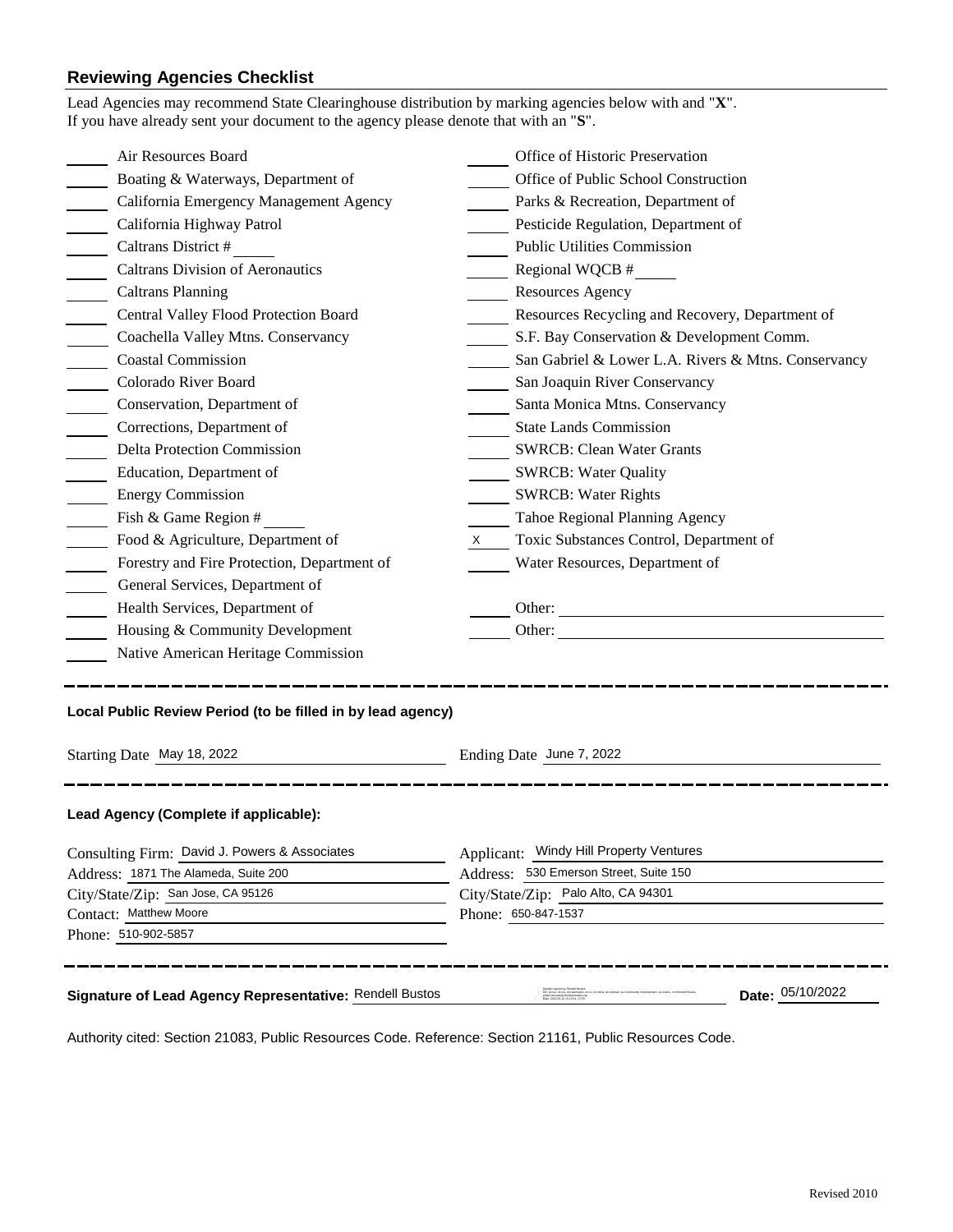## Reviewing Agencies Checklist

Lead Agencies may recommend State Clearinghouse distribution by marking agencies below with and "**X**".
If you have already sent your document to the agency please denote that with an "**S**".

| | Agency | | Agency |
|---|---|---|---|
| ____ | Air Resources Board | ____ | Office of Historic Preservation |
| ____ | Boating & Waterways, Department of | ____ | Office of Public School Construction |
| ____ | California Emergency Management Agency | ____ | Parks & Recreation, Department of |
| ____ | California Highway Patrol | ____ | Pesticide Regulation, Department of |
| ____ | Caltrans District # ____ | ____ | Public Utilities Commission |
| ____ | Caltrans Division of Aeronautics | ____ | Regional WQCB # ____ |
| ____ | Caltrans Planning | ____ | Resources Agency |
| ____ | Central Valley Flood Protection Board | ____ | Resources Recycling and Recovery, Department of |
| ____ | Coachella Valley Mtns. Conservancy | ____ | S.F. Bay Conservation & Development Comm. |
| ____ | Coastal Commission | ____ | San Gabriel & Lower L.A. Rivers & Mtns. Conservancy |
| ____ | Colorado River Board | ____ | San Joaquin River Conservancy |
| ____ | Conservation, Department of | ____ | Santa Monica Mtns. Conservancy |
| ____ | Corrections, Department of | ____ | State Lands Commission |
| ____ | Delta Protection Commission | ____ | SWRCB: Clean Water Grants |
| ____ | Education, Department of | ____ | SWRCB: Water Quality |
| ____ | Energy Commission | ____ | SWRCB: Water Rights |
| ____ | Fish & Game Region # ____ | ____ | Tahoe Regional Planning Agency |
| ____ | Food & Agriculture, Department of | X | Toxic Substances Control, Department of |
| ____ | Forestry and Fire Protection, Department of | ____ | Water Resources, Department of |
| ____ | General Services, Department of | | |
| ____ | Health Services, Department of | ____ | Other: ____________ |
| ____ | Housing & Community Development | ____ | Other: ____________ |
| ____ | Native American Heritage Commission | | |

---

**Local Public Review Period (to be filled in by lead agency)**

Starting Date May 18, 2022 Ending Date June 7, 2022

---

**Lead Agency (Complete if applicable):**

Consulting Firm: David J. Powers & Associates
Address: 1871 The Alameda, Suite 200
City/State/Zip: San Jose, CA 95126
Contact: Matthew Moore
Phone: 510-902-5857

Applicant: Windy Hill Property Ventures
Address: 530 Emerson Street, Suite 150
City/State/Zip: Palo Alto, CA 94301
Phone: 650-847-1537

---

**Signature of Lead Agency Representative:** Rendell Bustos **Date:** 05/10/2022

Authority cited: Section 21083, Public Resources Code. Reference: Section 21161, Public Resources Code.

Revised 2010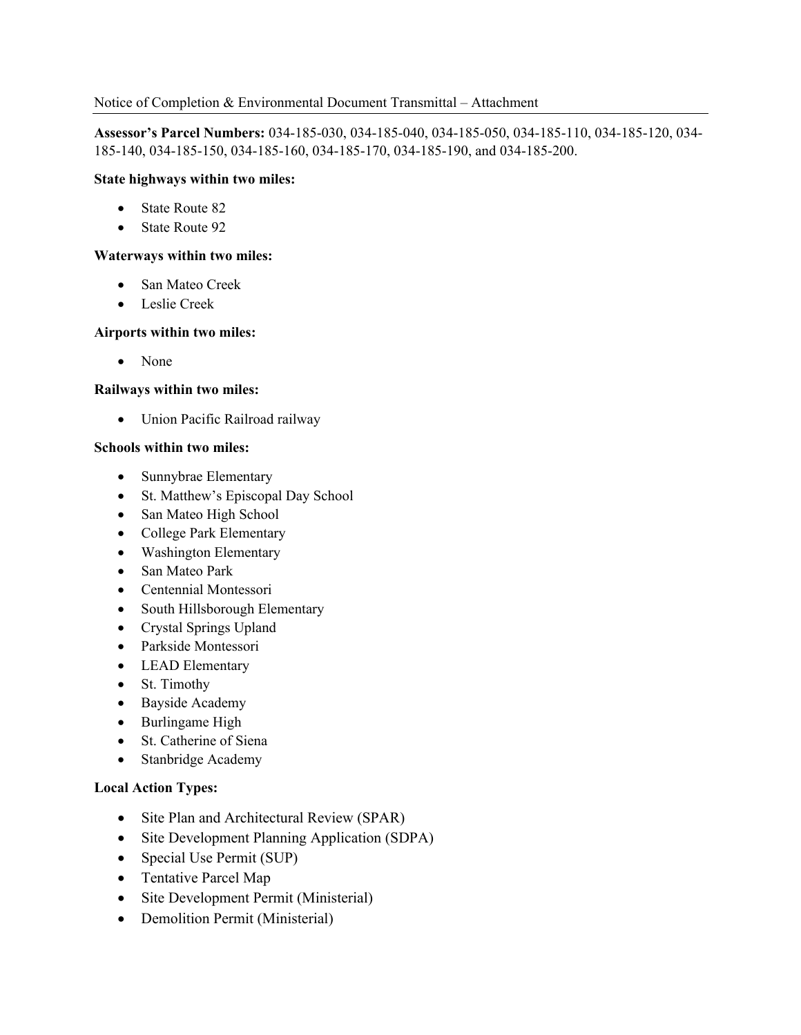Notice of Completion & Environmental Document Transmittal – Attachment

**Assessor's Parcel Numbers:** 034-185-030, 034-185-040, 034-185-050, 034-185-110, 034-185-120, 034-185-140, 034-185-150, 034-185-160, 034-185-170, 034-185-190, and 034-185-200.

**State highways within two miles:**

- State Route 82
- State Route 92

**Waterways within two miles:**

- San Mateo Creek
- Leslie Creek

**Airports within two miles:**

- None

**Railways within two miles:**

- Union Pacific Railroad railway

**Schools within two miles:**

- Sunnybrae Elementary
- St. Matthew's Episcopal Day School
- San Mateo High School
- College Park Elementary
- Washington Elementary
- San Mateo Park
- Centennial Montessori
- South Hillsborough Elementary
- Crystal Springs Upland
- Parkside Montessori
- LEAD Elementary
- St. Timothy
- Bayside Academy
- Burlingame High
- St. Catherine of Siena
- Stanbridge Academy

**Local Action Types:**

- Site Plan and Architectural Review (SPAR)
- Site Development Planning Application (SDPA)
- Special Use Permit (SUP)
- Tentative Parcel Map
- Site Development Permit (Ministerial)
- Demolition Permit (Ministerial)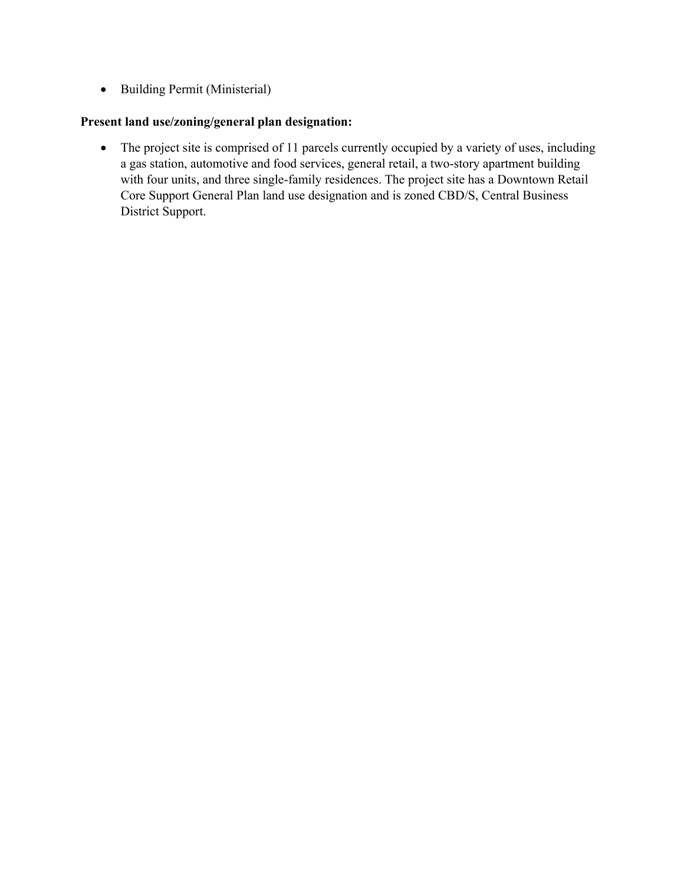- Building Permit (Ministerial)

**Present land use/zoning/general plan designation:**

- The project site is comprised of 11 parcels currently occupied by a variety of uses, including a gas station, automotive and food services, general retail, a two-story apartment building with four units, and three single-family residences. The project site has a Downtown Retail Core Support General Plan land use designation and is zoned CBD/S, Central Business District Support.